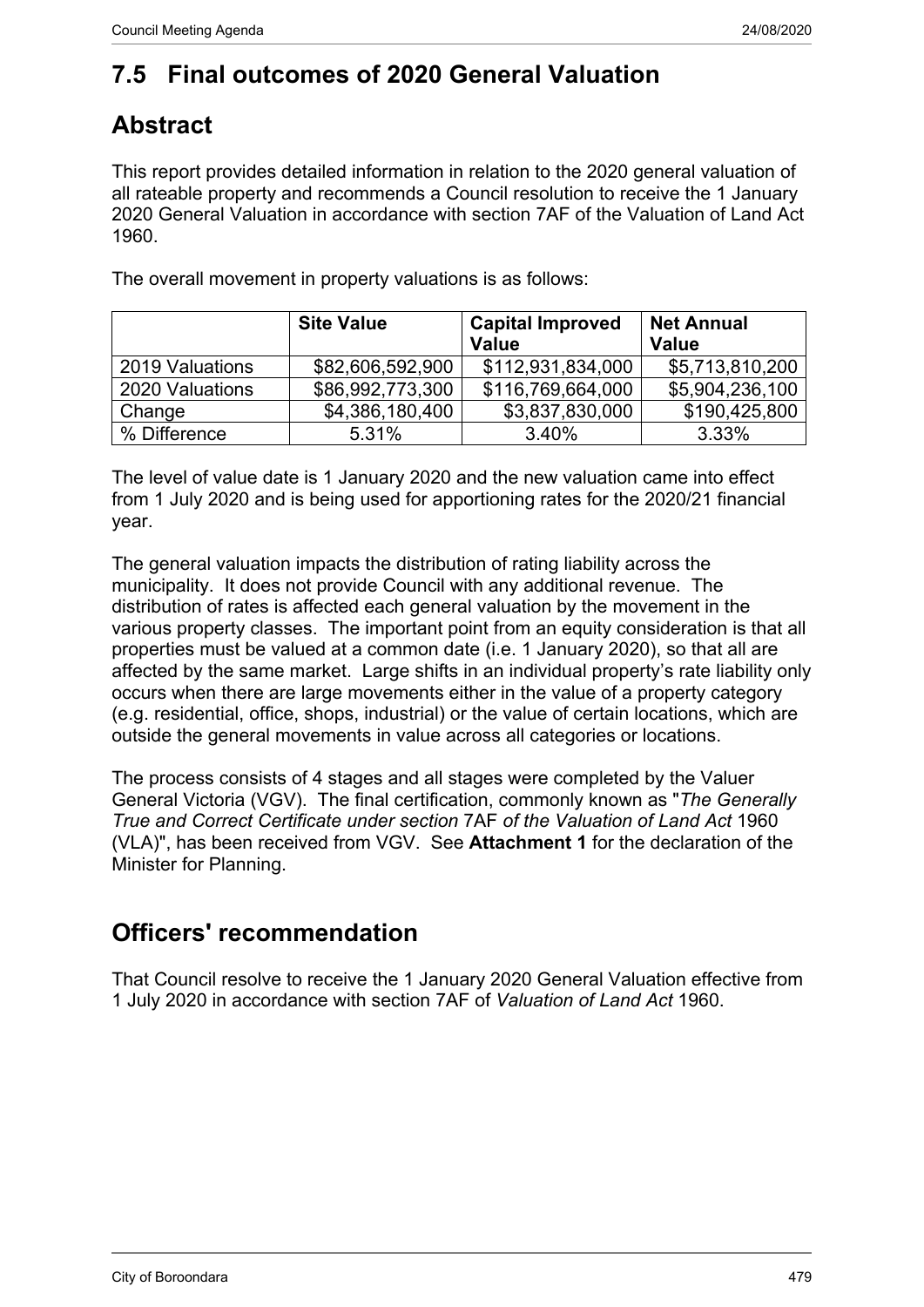## 7.5 Final outcomes of 2020 General Valuation

## Abstract

This report provides detailed information in relation to the 2020 general valuation of all rateable property and recommends a Council resolution to receive the 1 January 2020 General Valuation in accordance with section 7AF of the Valuation of Land Act 1960.

The overall movement in property valuations is as follows:

| | Site Value | Capital Improved Value | Net Annual Value |
|---|---|---|---|
| 2019 Valuations | $82,606,592,900 | $112,931,834,000 | $5,713,810,200 |
| 2020 Valuations | $86,992,773,300 | $116,769,664,000 | $5,904,236,100 |
| Change | $4,386,180,400 | $3,837,830,000 | $190,425,800 |
| % Difference | 5.31% | 3.40% | 3.33% |

The level of value date is 1 January 2020 and the new valuation came into effect from 1 July 2020 and is being used for apportioning rates for the 2020/21 financial year.

The general valuation impacts the distribution of rating liability across the municipality. It does not provide Council with any additional revenue. The distribution of rates is affected each general valuation by the movement in the various property classes. The important point from an equity consideration is that all properties must be valued at a common date (i.e. 1 January 2020), so that all are affected by the same market. Large shifts in an individual property's rate liability only occurs when there are large movements either in the value of a property category (e.g. residential, office, shops, industrial) or the value of certain locations, which are outside the general movements in value across all categories or locations.

The process consists of 4 stages and all stages were completed by the Valuer General Victoria (VGV). The final certification, commonly known as "*The Generally True and Correct Certificate under section* 7AF *of the Valuation of Land Act* 1960 (VLA)", has been received from VGV. See **Attachment 1** for the declaration of the Minister for Planning.

## Officers' recommendation

That Council resolve to receive the 1 January 2020 General Valuation effective from 1 July 2020 in accordance with section 7AF of *Valuation of Land Act* 1960.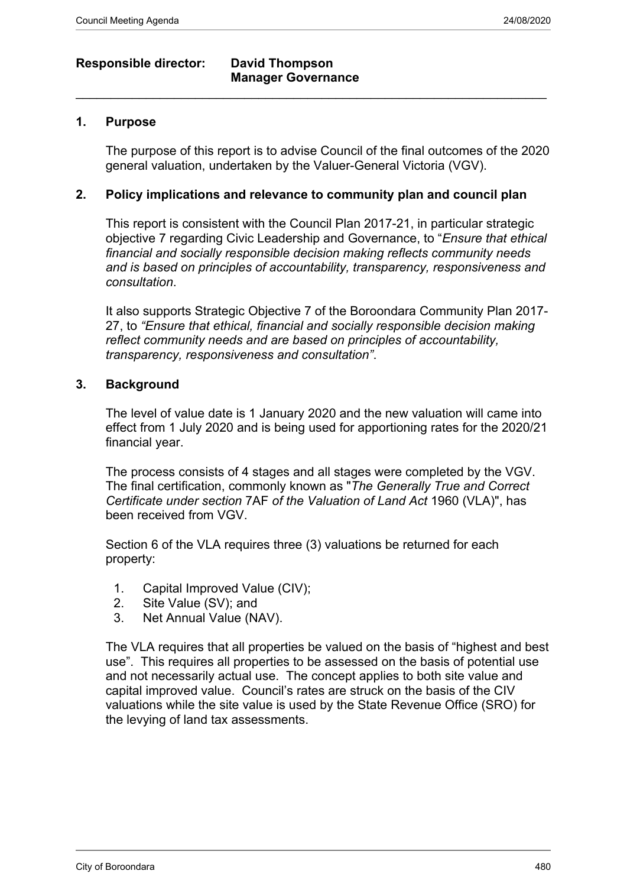**Responsible director: David Thompson**
**Manager Governance**

---

## 1. Purpose

The purpose of this report is to advise Council of the final outcomes of the 2020 general valuation, undertaken by the Valuer-General Victoria (VGV).

## 2. Policy implications and relevance to community plan and council plan

This report is consistent with the Council Plan 2017-21, in particular strategic objective 7 regarding Civic Leadership and Governance, to "*Ensure that ethical financial and socially responsible decision making reflects community needs and is based on principles of accountability, transparency, responsiveness and consultation*.

It also supports Strategic Objective 7 of the Boroondara Community Plan 2017-27, to *"Ensure that ethical, financial and socially responsible decision making reflect community needs and are based on principles of accountability, transparency, responsiveness and consultation"*.

## 3. Background

The level of value date is 1 January 2020 and the new valuation will came into effect from 1 July 2020 and is being used for apportioning rates for the 2020/21 financial year.

The process consists of 4 stages and all stages were completed by the VGV. The final certification, commonly known as "*The Generally True and Correct Certificate under section* 7AF *of the Valuation of Land Act* 1960 (VLA)", has been received from VGV.

Section 6 of the VLA requires three (3) valuations be returned for each property:

1. Capital Improved Value (CIV);
2. Site Value (SV); and
3. Net Annual Value (NAV).

The VLA requires that all properties be valued on the basis of "highest and best use". This requires all properties to be assessed on the basis of potential use and not necessarily actual use. The concept applies to both site value and capital improved value. Council's rates are struck on the basis of the CIV valuations while the site value is used by the State Revenue Office (SRO) for the levying of land tax assessments.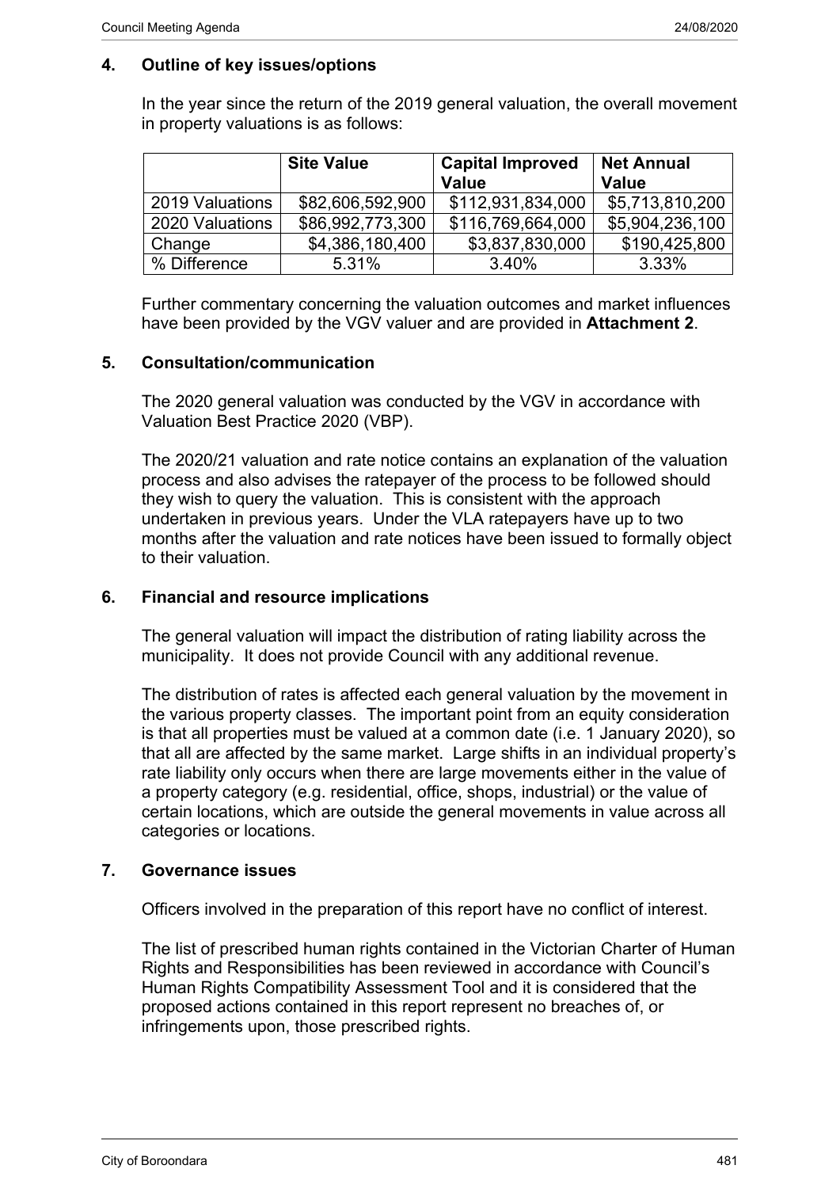## 4. Outline of key issues/options

In the year since the return of the 2019 general valuation, the overall movement in property valuations is as follows:

| | Site Value | Capital Improved Value | Net Annual Value |
|---|---|---|---|
| 2019 Valuations | $82,606,592,900 | $112,931,834,000 | $5,713,810,200 |
| 2020 Valuations | $86,992,773,300 | $116,769,664,000 | $5,904,236,100 |
| Change | $4,386,180,400 | $3,837,830,000 | $190,425,800 |
| % Difference | 5.31% | 3.40% | 3.33% |

Further commentary concerning the valuation outcomes and market influences have been provided by the VGV valuer and are provided in **Attachment 2**.

## 5. Consultation/communication

The 2020 general valuation was conducted by the VGV in accordance with Valuation Best Practice 2020 (VBP).

The 2020/21 valuation and rate notice contains an explanation of the valuation process and also advises the ratepayer of the process to be followed should they wish to query the valuation. This is consistent with the approach undertaken in previous years. Under the VLA ratepayers have up to two months after the valuation and rate notices have been issued to formally object to their valuation.

## 6. Financial and resource implications

The general valuation will impact the distribution of rating liability across the municipality. It does not provide Council with any additional revenue.

The distribution of rates is affected each general valuation by the movement in the various property classes. The important point from an equity consideration is that all properties must be valued at a common date (i.e. 1 January 2020), so that all are affected by the same market. Large shifts in an individual property's rate liability only occurs when there are large movements either in the value of a property category (e.g. residential, office, shops, industrial) or the value of certain locations, which are outside the general movements in value across all categories or locations.

## 7. Governance issues

Officers involved in the preparation of this report have no conflict of interest.

The list of prescribed human rights contained in the Victorian Charter of Human Rights and Responsibilities has been reviewed in accordance with Council's Human Rights Compatibility Assessment Tool and it is considered that the proposed actions contained in this report represent no breaches of, or infringements upon, those prescribed rights.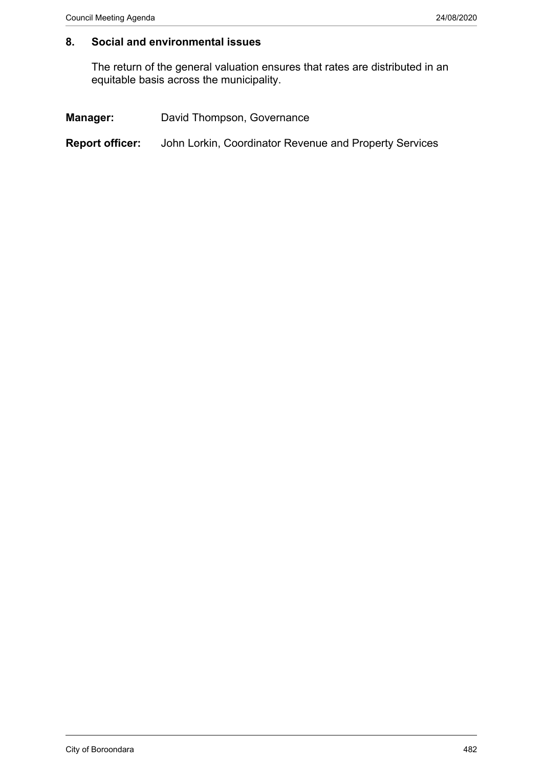## 8. Social and environmental issues

The return of the general valuation ensures that rates are distributed in an equitable basis across the municipality.

**Manager:** David Thompson, Governance

**Report officer:** John Lorkin, Coordinator Revenue and Property Services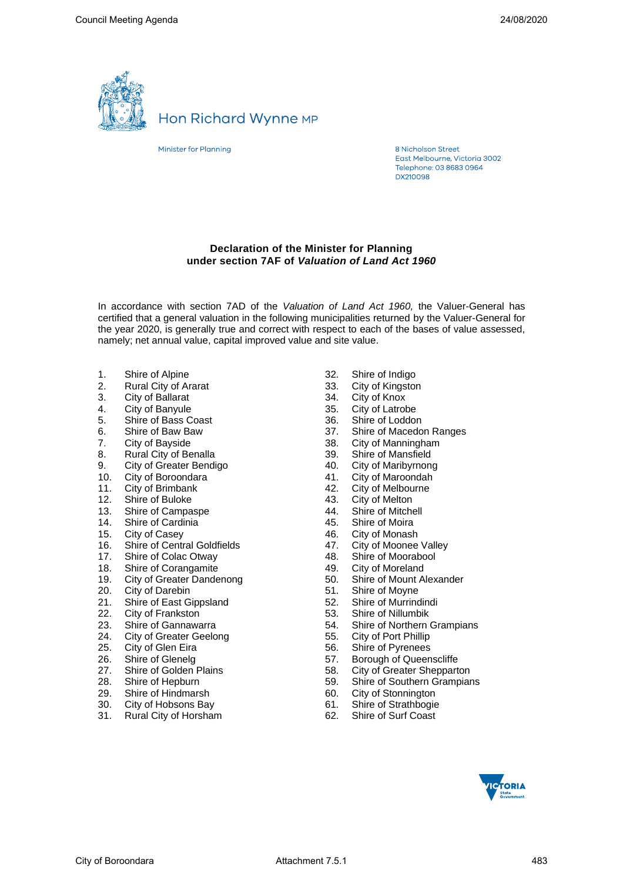Hon Richard Wynne MP

Minister for Planning

8 Nicholson Street
East Melbourne, Victoria 3002
Telephone: 03 8683 0964
DX210098

**Declaration of the Minister for Planning**
**under section 7AF of *Valuation of Land Act 1960***

In accordance with section 7AD of the *Valuation of Land Act 1960,* the Valuer-General has certified that a general valuation in the following municipalities returned by the Valuer-General for the year 2020, is generally true and correct with respect to each of the bases of value assessed, namely; net annual value, capital improved value and site value.

1. Shire of Alpine
2. Rural City of Ararat
3. City of Ballarat
4. City of Banyule
5. Shire of Bass Coast
6. Shire of Baw Baw
7. City of Bayside
8. Rural City of Benalla
9. City of Greater Bendigo
10. City of Boroondara
11. City of Brimbank
12. Shire of Buloke
13. Shire of Campaspe
14. Shire of Cardinia
15. City of Casey
16. Shire of Central Goldfields
17. Shire of Colac Otway
18. Shire of Corangamite
19. City of Greater Dandenong
20. City of Darebin
21. Shire of East Gippsland
22. City of Frankston
23. Shire of Gannawarra
24. City of Greater Geelong
25. City of Glen Eira
26. Shire of Glenelg
27. Shire of Golden Plains
28. Shire of Hepburn
29. Shire of Hindmarsh
30. City of Hobsons Bay
31. Rural City of Horsham
32. Shire of Indigo
33. City of Kingston
34. City of Knox
35. City of Latrobe
36. Shire of Loddon
37. Shire of Macedon Ranges
38. City of Manningham
39. Shire of Mansfield
40. City of Maribyrnong
41. City of Maroondah
42. City of Melbourne
43. City of Melton
44. Shire of Mitchell
45. Shire of Moira
46. City of Monash
47. City of Moonee Valley
48. Shire of Moorabool
49. City of Moreland
50. Shire of Mount Alexander
51. Shire of Moyne
52. Shire of Murrindindi
53. Shire of Nillumbik
54. Shire of Northern Grampians
55. City of Port Phillip
56. Shire of Pyrenees
57. Borough of Queenscliffe
58. City of Greater Shepparton
59. Shire of Southern Grampians
60. City of Stonnington
61. Shire of Strathbogie
62. Shire of Surf Coast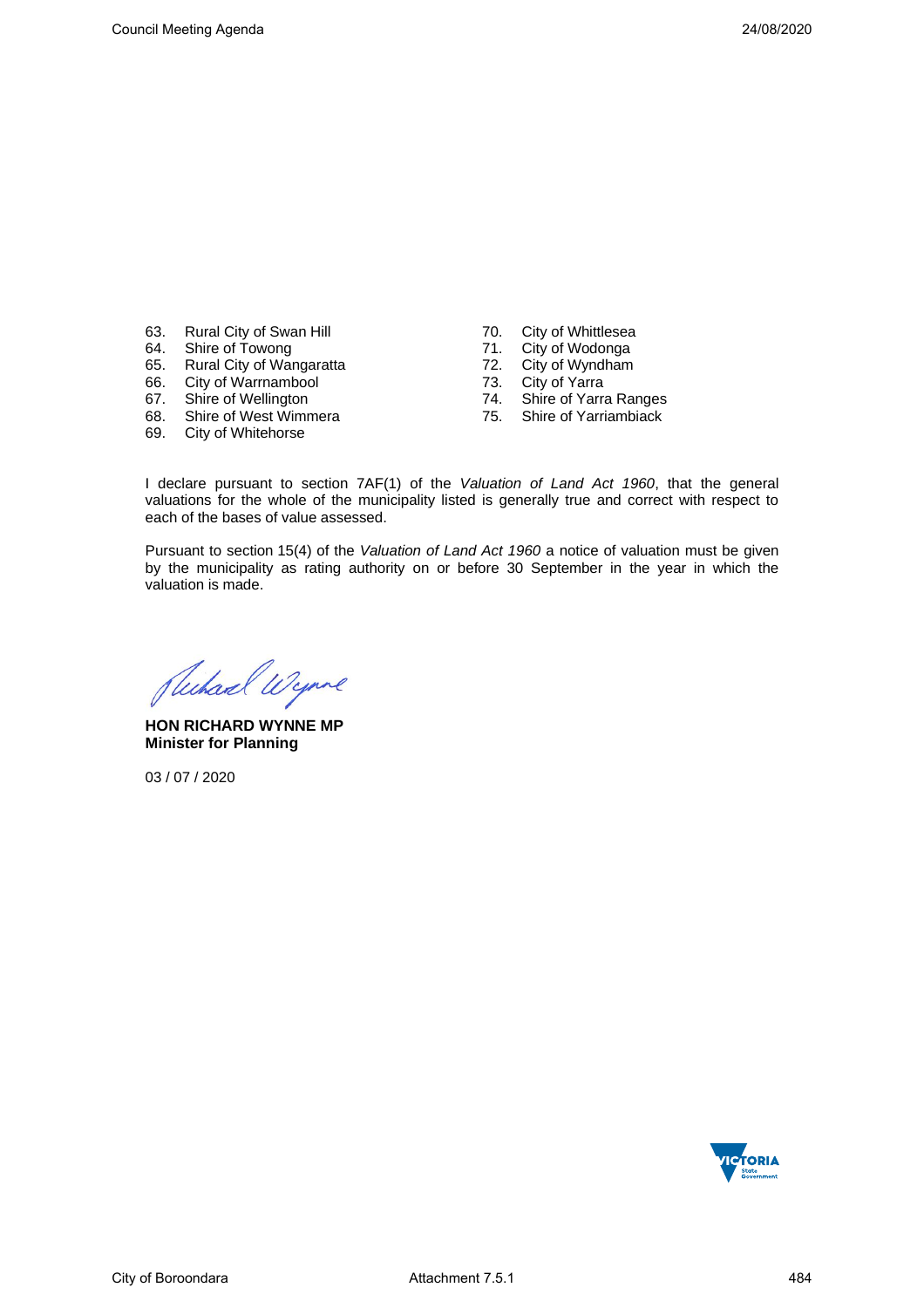63. Rural City of Swan Hill
64. Shire of Towong
65. Rural City of Wangaratta
66. City of Warrnambool
67. Shire of Wellington
68. Shire of West Wimmera
69. City of Whitehorse
70. City of Whittlesea
71. City of Wodonga
72. City of Wyndham
73. City of Yarra
74. Shire of Yarra Ranges
75. Shire of Yarriambiack

I declare pursuant to section 7AF(1) of the *Valuation of Land Act 1960*, that the general valuations for the whole of the municipality listed is generally true and correct with respect to each of the bases of value assessed.

Pursuant to section 15(4) of the *Valuation of Land Act 1960* a notice of valuation must be given by the municipality as rating authority on or before 30 September in the year in which the valuation is made.

**HON RICHARD WYNNE MP**
**Minister for Planning**

03 / 07 / 2020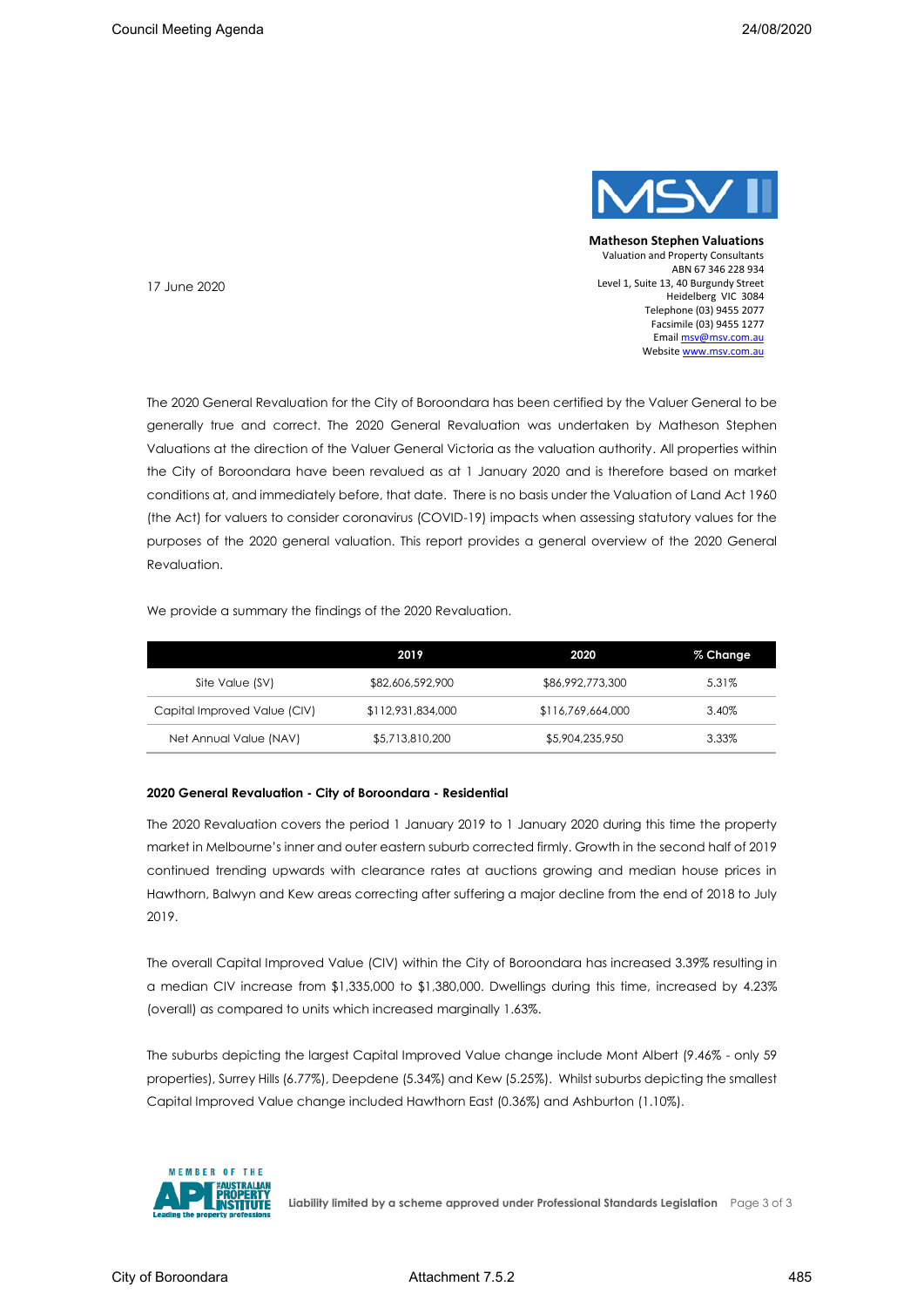**Matheson Stephen Valuations**
Valuation and Property Consultants
ABN 67 346 228 934
Level 1, Suite 13, 40 Burgundy Street
Heidelberg VIC 3084
Telephone (03) 9455 2077
Facsimile (03) 9455 1277
Email msv@msv.com.au
Website www.msv.com.au

17 June 2020

The 2020 General Revaluation for the City of Boroondara has been certified by the Valuer General to be generally true and correct. The 2020 General Revaluation was undertaken by Matheson Stephen Valuations at the direction of the Valuer General Victoria as the valuation authority. All properties within the City of Boroondara have been revalued as at 1 January 2020 and is therefore based on market conditions at, and immediately before, that date. There is no basis under the Valuation of Land Act 1960 (the Act) for valuers to consider coronavirus (COVID-19) impacts when assessing statutory values for the purposes of the 2020 general valuation. This report provides a general overview of the 2020 General Revaluation.

We provide a summary the findings of the 2020 Revaluation.

| | 2019 | 2020 | % Change |
|---|---|---|---|
| Site Value (SV) | $82,606,592,900 | $86,992,773,300 | 5.31% |
| Capital Improved Value (CIV) | $112,931,834,000 | $116,769,664,000 | 3.40% |
| Net Annual Value (NAV) | $5,713,810,200 | $5,904,235,950 | 3.33% |

**2020 General Revaluation - City of Boroondara - Residential**

The 2020 Revaluation covers the period 1 January 2019 to 1 January 2020 during this time the property market in Melbourne's inner and outer eastern suburb corrected firmly. Growth in the second half of 2019 continued trending upwards with clearance rates at auctions growing and median house prices in Hawthorn, Balwyn and Kew areas correcting after suffering a major decline from the end of 2018 to July 2019.

The overall Capital Improved Value (CIV) within the City of Boroondara has increased 3.39% resulting in a median CIV increase from $1,335,000 to $1,380,000. Dwellings during this time, increased by 4.23% (overall) as compared to units which increased marginally 1.63%.

The suburbs depicting the largest Capital Improved Value change include Mont Albert (9.46% - only 59 properties), Surrey Hills (6.77%), Deepdene (5.34%) and Kew (5.25%). Whilst suburbs depicting the smallest Capital Improved Value change included Hawthorn East (0.36%) and Ashburton (1.10%).

Liability limited by a scheme approved under Professional Standards Legislation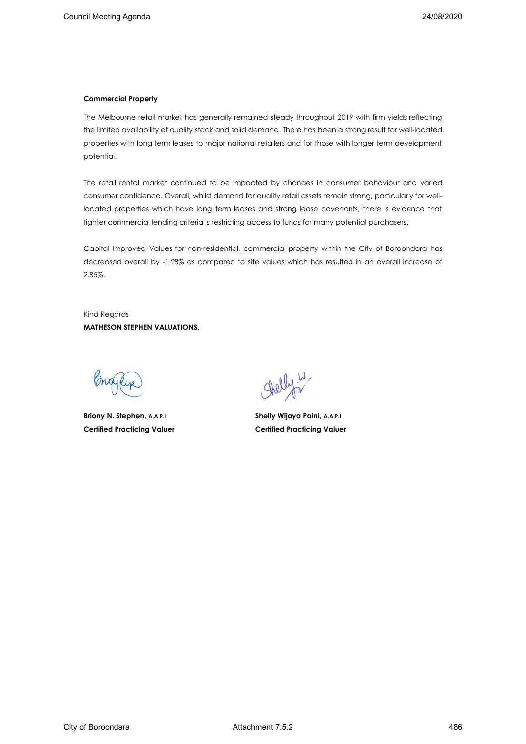**Commercial Property**

The Melbourne retail market has generally remained steady throughout 2019 with firm yields reflecting the limited availability of quality stock and solid demand. There has been a strong result for well-located properties with long term leases to major national retailers and for those with longer term development potential.

The retail rental market continued to be impacted by changes in consumer behaviour and varied consumer confidence. Overall, whilst demand for quality retail assets remain strong, particularly for well-located properties which have long term leases and strong lease covenants, there is evidence that tighter commercial lending criteria is restricting access to funds for many potential purchasers.

Capital Improved Values for non-residential, commercial property within the City of Boroondara has decreased overall by -1.28% as compared to site values which has resulted in an overall increase of 2.85%.

Kind Regards
**MATHESON STEPHEN VALUATIONS,**

**Briony N. Stephen, A.A.P.I**
**Certified Practicing Valuer**

**Shelly Wijaya Paini, A.A.P.I**
**Certified Practicing Valuer**